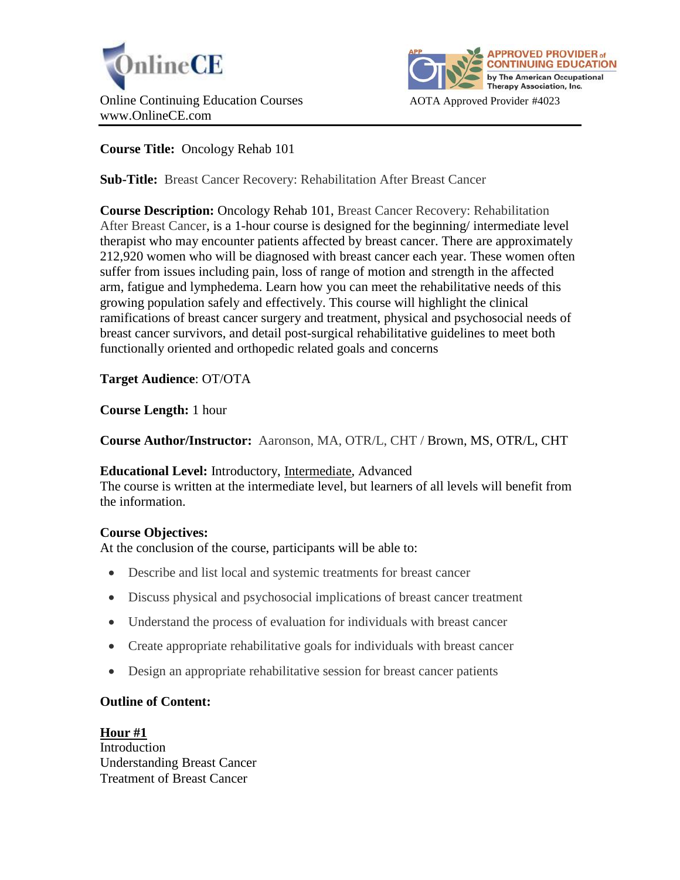OnlineCE

Online Continuing Education Courses
www.OnlineCE.com

APPROVED PROVIDER of CONTINUING EDUCATION by The American Occupational Therapy Association, Inc.

AOTA Approved Provider #4023

**Course Title:** Oncology Rehab 101

**Sub-Title:** Breast Cancer Recovery: Rehabilitation After Breast Cancer

**Course Description:** Oncology Rehab 101, Breast Cancer Recovery: Rehabilitation After Breast Cancer, is a 1-hour course is designed for the beginning/ intermediate level therapist who may encounter patients affected by breast cancer. There are approximately 212,920 women who will be diagnosed with breast cancer each year. These women often suffer from issues including pain, loss of range of motion and strength in the affected arm, fatigue and lymphedema. Learn how you can meet the rehabilitative needs of this growing population safely and effectively. This course will highlight the clinical ramifications of breast cancer surgery and treatment, physical and psychosocial needs of breast cancer survivors, and detail post-surgical rehabilitative guidelines to meet both functionally oriented and orthopedic related goals and concerns

**Target Audience**: OT/OTA

**Course Length:** 1 hour

**Course Author/Instructor:** Aaronson, MA, OTR/L, CHT / Brown, MS, OTR/L, CHT

**Educational Level:** Introductory, <u>Intermediate</u>, Advanced
The course is written at the intermediate level, but learners of all levels will benefit from the information.

**Course Objectives:**
At the conclusion of the course, participants will be able to:

- Describe and list local and systemic treatments for breast cancer
- Discuss physical and psychosocial implications of breast cancer treatment
- Understand the process of evaluation for individuals with breast cancer
- Create appropriate rehabilitative goals for individuals with breast cancer
- Design an appropriate rehabilitative session for breast cancer patients

**Outline of Content:**

**<u>Hour #1</u>**
Introduction
Understanding Breast Cancer
Treatment of Breast Cancer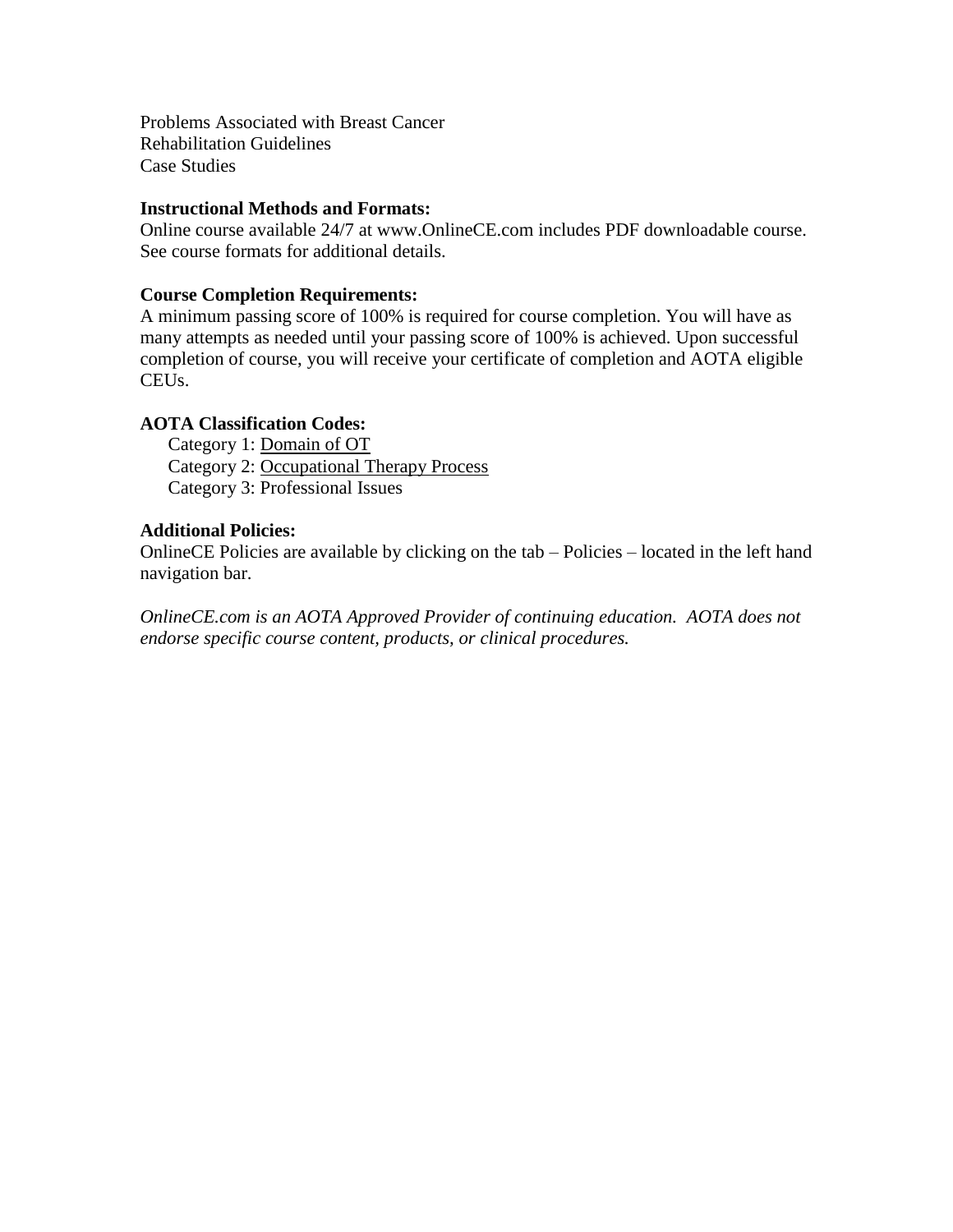Problems Associated with Breast Cancer
Rehabilitation Guidelines
Case Studies

**Instructional Methods and Formats:**
Online course available 24/7 at www.OnlineCE.com includes PDF downloadable course. See course formats for additional details.

**Course Completion Requirements:**
A minimum passing score of 100% is required for course completion. You will have as many attempts as needed until your passing score of 100% is achieved. Upon successful completion of course, you will receive your certificate of completion and AOTA eligible CEUs.

**AOTA Classification Codes:**

Category 1: Domain of OT
Category 2: Occupational Therapy Process
Category 3: Professional Issues

**Additional Policies:**
OnlineCE Policies are available by clicking on the tab – Policies – located in the left hand navigation bar.

*OnlineCE.com is an AOTA Approved Provider of continuing education. AOTA does not endorse specific course content, products, or clinical procedures.*